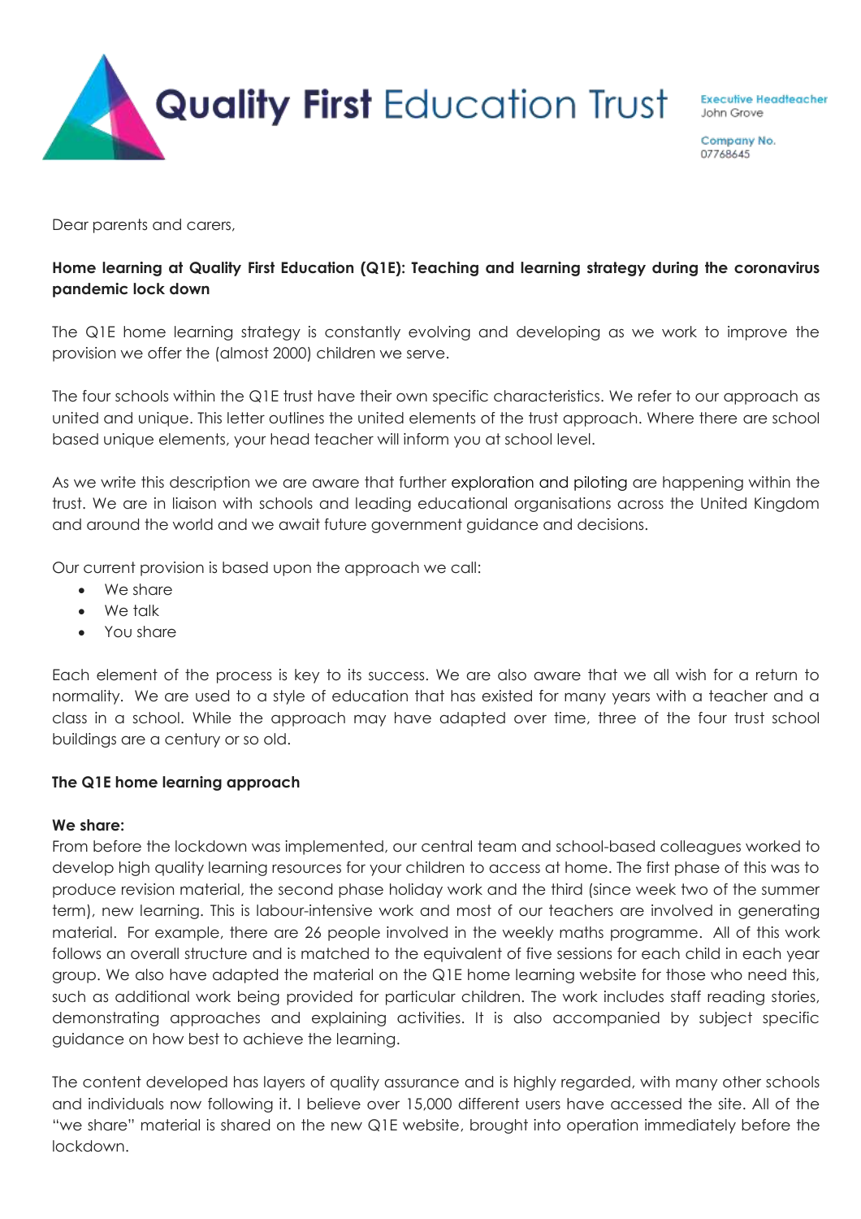# Quality First Education Trust

**Executive Headteacher**
John Grove

**Company No.**
07768645

Dear parents and carers,

**Home learning at Quality First Education (Q1E): Teaching and learning strategy during the coronavirus pandemic lock down**

The Q1E home learning strategy is constantly evolving and developing as we work to improve the provision we offer the (almost 2000) children we serve.

The four schools within the Q1E trust have their own specific characteristics. We refer to our approach as united and unique. This letter outlines the united elements of the trust approach. Where there are school based unique elements, your head teacher will inform you at school level.

As we write this description we are aware that further exploration and piloting are happening within the trust. We are in liaison with schools and leading educational organisations across the United Kingdom and around the world and we await future government guidance and decisions.

Our current provision is based upon the approach we call:

- We share
- We talk
- You share

Each element of the process is key to its success. We are also aware that we all wish for a return to normality. We are used to a style of education that has existed for many years with a teacher and a class in a school. While the approach may have adapted over time, three of the four trust school buildings are a century or so old.

**The Q1E home learning approach**

**We share:**
From before the lockdown was implemented, our central team and school-based colleagues worked to develop high quality learning resources for your children to access at home. The first phase of this was to produce revision material, the second phase holiday work and the third (since week two of the summer term), new learning. This is labour-intensive work and most of our teachers are involved in generating material. For example, there are 26 people involved in the weekly maths programme. All of this work follows an overall structure and is matched to the equivalent of five sessions for each child in each year group. We also have adapted the material on the Q1E home learning website for those who need this, such as additional work being provided for particular children. The work includes staff reading stories, demonstrating approaches and explaining activities. It is also accompanied by subject specific guidance on how best to achieve the learning.

The content developed has layers of quality assurance and is highly regarded, with many other schools and individuals now following it. I believe over 15,000 different users have accessed the site. All of the "we share" material is shared on the new Q1E website, brought into operation immediately before the lockdown.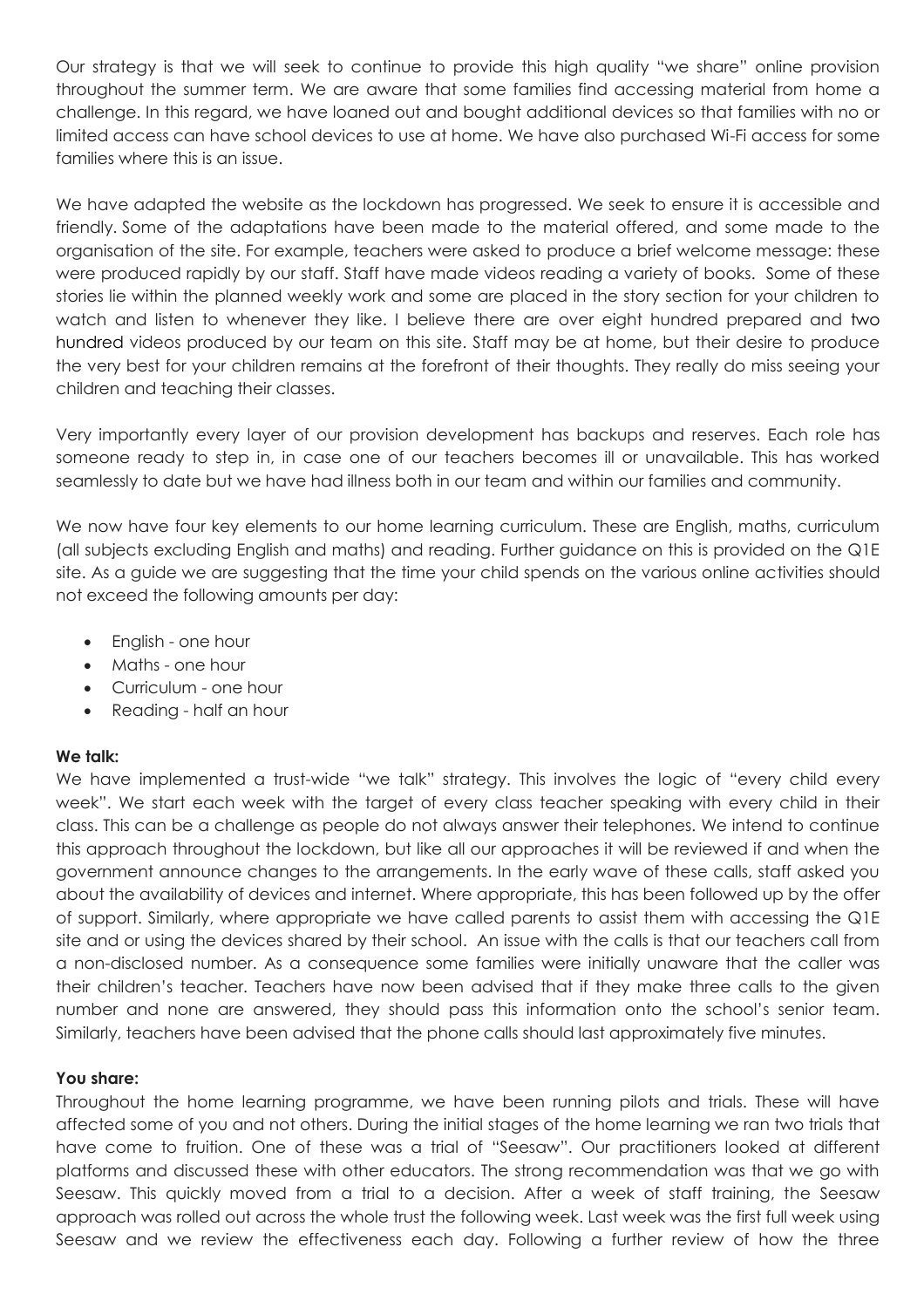Our strategy is that we will seek to continue to provide this high quality "we share" online provision throughout the summer term. We are aware that some families find accessing material from home a challenge. In this regard, we have loaned out and bought additional devices so that families with no or limited access can have school devices to use at home. We have also purchased Wi-Fi access for some families where this is an issue.

We have adapted the website as the lockdown has progressed. We seek to ensure it is accessible and friendly. Some of the adaptations have been made to the material offered, and some made to the organisation of the site. For example, teachers were asked to produce a brief welcome message: these were produced rapidly by our staff. Staff have made videos reading a variety of books. Some of these stories lie within the planned weekly work and some are placed in the story section for your children to watch and listen to whenever they like. I believe there are over eight hundred prepared and two hundred videos produced by our team on this site. Staff may be at home, but their desire to produce the very best for your children remains at the forefront of their thoughts. They really do miss seeing your children and teaching their classes.

Very importantly every layer of our provision development has backups and reserves. Each role has someone ready to step in, in case one of our teachers becomes ill or unavailable. This has worked seamlessly to date but we have had illness both in our team and within our families and community.

We now have four key elements to our home learning curriculum. These are English, maths, curriculum (all subjects excluding English and maths) and reading. Further guidance on this is provided on the Q1E site. As a guide we are suggesting that the time your child spends on the various online activities should not exceed the following amounts per day:

- English - one hour
- Maths - one hour
- Curriculum - one hour
- Reading - half an hour

**We talk:**

We have implemented a trust-wide "we talk" strategy. This involves the logic of "every child every week". We start each week with the target of every class teacher speaking with every child in their class. This can be a challenge as people do not always answer their telephones. We intend to continue this approach throughout the lockdown, but like all our approaches it will be reviewed if and when the government announce changes to the arrangements. In the early wave of these calls, staff asked you about the availability of devices and internet. Where appropriate, this has been followed up by the offer of support. Similarly, where appropriate we have called parents to assist them with accessing the Q1E site and or using the devices shared by their school. An issue with the calls is that our teachers call from a non-disclosed number. As a consequence some families were initially unaware that the caller was their children's teacher. Teachers have now been advised that if they make three calls to the given number and none are answered, they should pass this information onto the school's senior team. Similarly, teachers have been advised that the phone calls should last approximately five minutes.

**You share:**

Throughout the home learning programme, we have been running pilots and trials. These will have affected some of you and not others. During the initial stages of the home learning we ran two trials that have come to fruition. One of these was a trial of "Seesaw". Our practitioners looked at different platforms and discussed these with other educators. The strong recommendation was that we go with Seesaw. This quickly moved from a trial to a decision. After a week of staff training, the Seesaw approach was rolled out across the whole trust the following week. Last week was the first full week using Seesaw and we review the effectiveness each day. Following a further review of how the three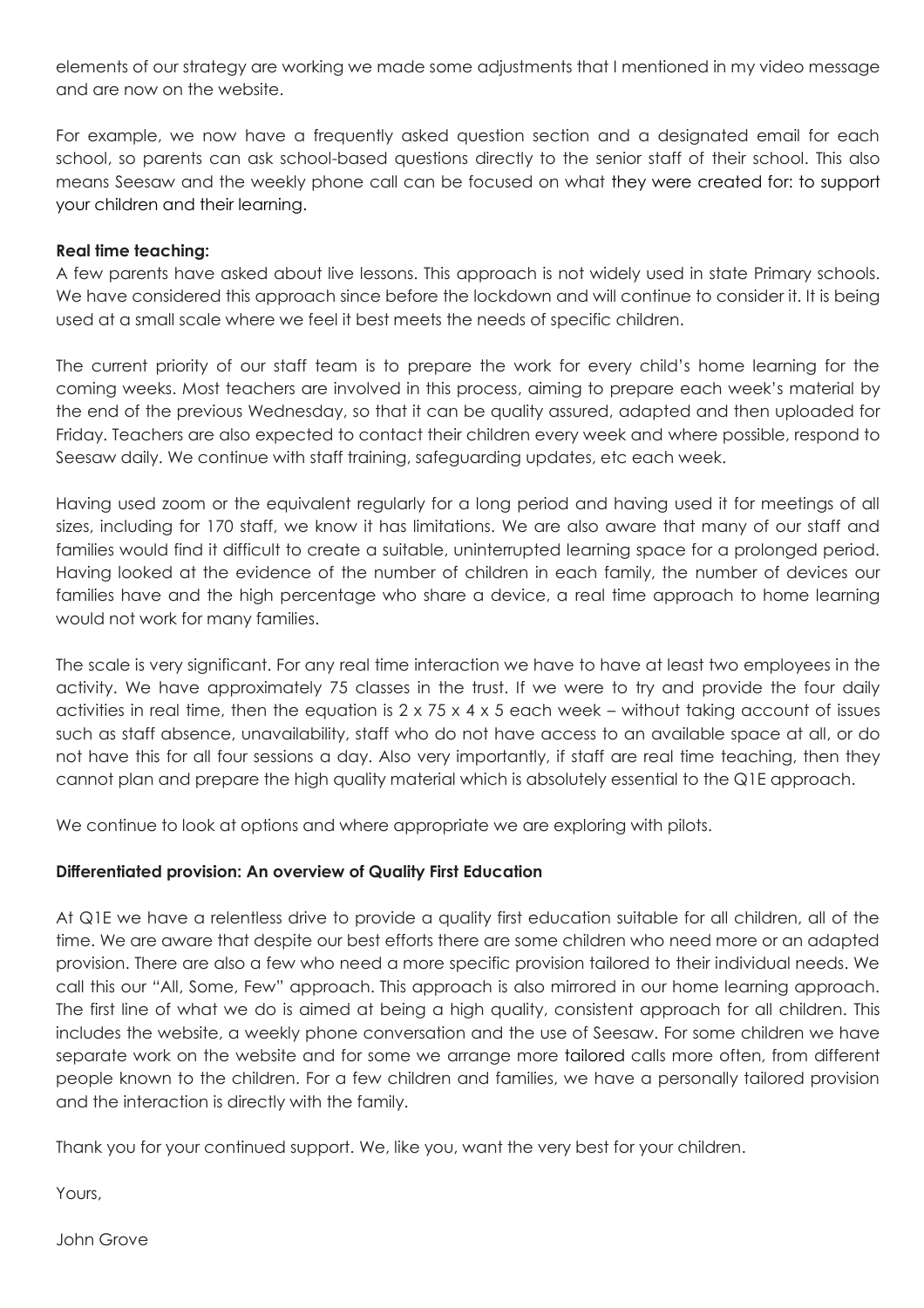elements of our strategy are working we made some adjustments that I mentioned in my video message and are now on the website.

For example, we now have a frequently asked question section and a designated email for each school, so parents can ask school-based questions directly to the senior staff of their school. This also means Seesaw and the weekly phone call can be focused on what they were created for: to support your children and their learning.

**Real time teaching:**
A few parents have asked about live lessons. This approach is not widely used in state Primary schools. We have considered this approach since before the lockdown and will continue to consider it. It is being used at a small scale where we feel it best meets the needs of specific children.

The current priority of our staff team is to prepare the work for every child's home learning for the coming weeks. Most teachers are involved in this process, aiming to prepare each week's material by the end of the previous Wednesday, so that it can be quality assured, adapted and then uploaded for Friday. Teachers are also expected to contact their children every week and where possible, respond to Seesaw daily. We continue with staff training, safeguarding updates, etc each week.

Having used zoom or the equivalent regularly for a long period and having used it for meetings of all sizes, including for 170 staff, we know it has limitations. We are also aware that many of our staff and families would find it difficult to create a suitable, uninterrupted learning space for a prolonged period. Having looked at the evidence of the number of children in each family, the number of devices our families have and the high percentage who share a device, a real time approach to home learning would not work for many families.

The scale is very significant. For any real time interaction we have to have at least two employees in the activity. We have approximately 75 classes in the trust. If we were to try and provide the four daily activities in real time, then the equation is 2 x 75 x 4 x 5 each week – without taking account of issues such as staff absence, unavailability, staff who do not have access to an available space at all, or do not have this for all four sessions a day. Also very importantly, if staff are real time teaching, then they cannot plan and prepare the high quality material which is absolutely essential to the Q1E approach.

We continue to look at options and where appropriate we are exploring with pilots.

**Differentiated provision: An overview of Quality First Education**

At Q1E we have a relentless drive to provide a quality first education suitable for all children, all of the time. We are aware that despite our best efforts there are some children who need more or an adapted provision. There are also a few who need a more specific provision tailored to their individual needs. We call this our "All, Some, Few" approach. This approach is also mirrored in our home learning approach. The first line of what we do is aimed at being a high quality, consistent approach for all children. This includes the website, a weekly phone conversation and the use of Seesaw. For some children we have separate work on the website and for some we arrange more tailored calls more often, from different people known to the children. For a few children and families, we have a personally tailored provision and the interaction is directly with the family.

Thank you for your continued support. We, like you, want the very best for your children.

Yours,

John Grove